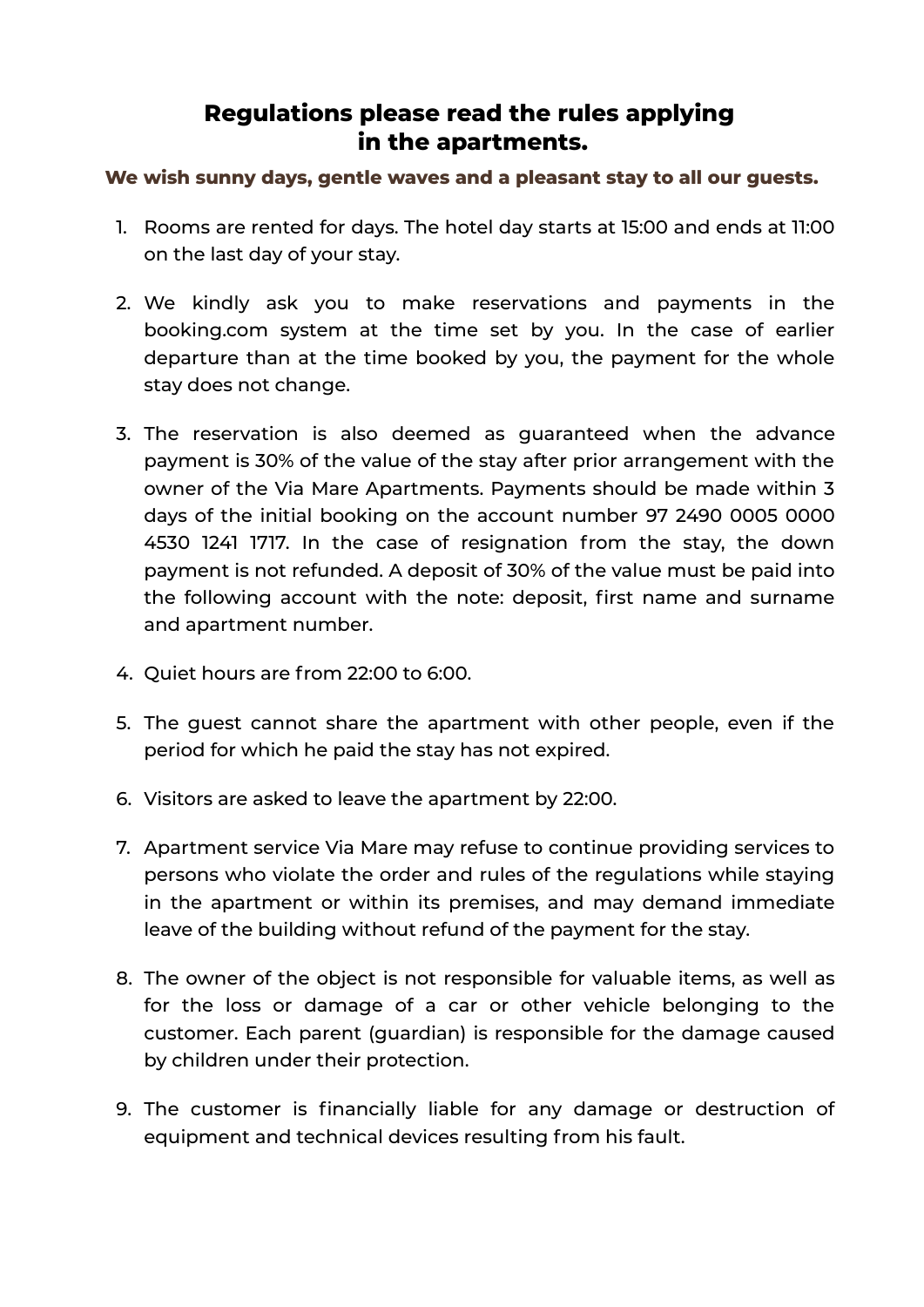# Regulations please read the rules applying in the apartments.

**We wish sunny days, gentle waves and a pleasant stay to all our guests.**

1. Rooms are rented for days. The hotel day starts at 15:00 and ends at 11:00 on the last day of your stay.

2. We kindly ask you to make reservations and payments in the booking.com system at the time set by you. In the case of earlier departure than at the time booked by you, the payment for the whole stay does not change.

3. The reservation is also deemed as guaranteed when the advance payment is 30% of the value of the stay after prior arrangement with the owner of the Via Mare Apartments. Payments should be made within 3 days of the initial booking on the account number 97 2490 0005 0000 4530 1241 1717. In the case of resignation from the stay, the down payment is not refunded. A deposit of 30% of the value must be paid into the following account with the note: deposit, first name and surname and apartment number.

4. Quiet hours are from 22:00 to 6:00.

5. The guest cannot share the apartment with other people, even if the period for which he paid the stay has not expired.

6. Visitors are asked to leave the apartment by 22:00.

7. Apartment service Via Mare may refuse to continue providing services to persons who violate the order and rules of the regulations while staying in the apartment or within its premises, and may demand immediate leave of the building without refund of the payment for the stay.

8. The owner of the object is not responsible for valuable items, as well as for the loss or damage of a car or other vehicle belonging to the customer. Each parent (guardian) is responsible for the damage caused by children under their protection.

9. The customer is financially liable for any damage or destruction of equipment and technical devices resulting from his fault.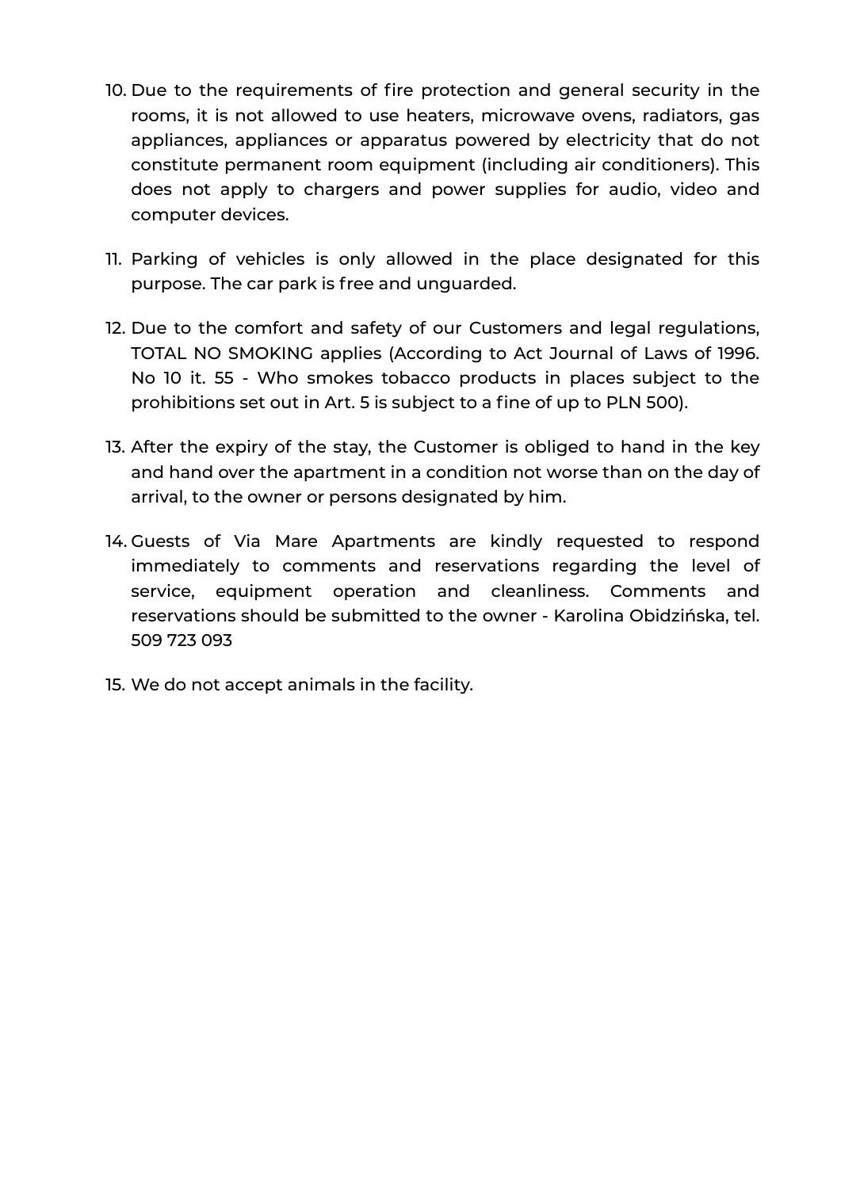10. Due to the requirements of fire protection and general security in the rooms, it is not allowed to use heaters, microwave ovens, radiators, gas appliances, appliances or apparatus powered by electricity that do not constitute permanent room equipment (including air conditioners). This does not apply to chargers and power supplies for audio, video and computer devices.

11. Parking of vehicles is only allowed in the place designated for this purpose. The car park is free and unguarded.

12. Due to the comfort and safety of our Customers and legal regulations, TOTAL NO SMOKING applies (According to Act Journal of Laws of 1996. No 10 it. 55 - Who smokes tobacco products in places subject to the prohibitions set out in Art. 5 is subject to a fine of up to PLN 500).

13. After the expiry of the stay, the Customer is obliged to hand in the key and hand over the apartment in a condition not worse than on the day of arrival, to the owner or persons designated by him.

14. Guests of Via Mare Apartments are kindly requested to respond immediately to comments and reservations regarding the level of service, equipment operation and cleanliness. Comments and reservations should be submitted to the owner - Karolina Obidzińska, tel. 509 723 093

15. We do not accept animals in the facility.